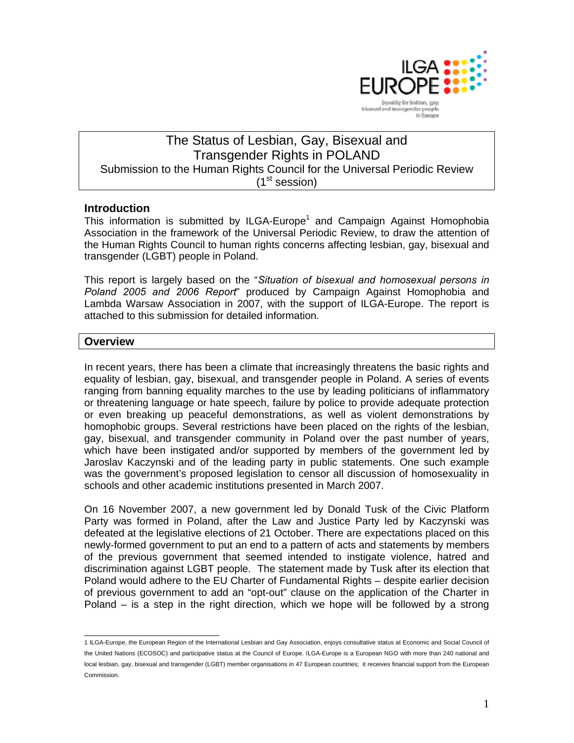# The Status of Lesbian, Gay, Bisexual and Transgender Rights in POLAND

Submission to the Human Rights Council for the Universal Periodic Review (1st session)

## Introduction

This information is submitted by ILGA-Europe[1] and Campaign Against Homophobia Association in the framework of the Universal Periodic Review, to draw the attention of the Human Rights Council to human rights concerns affecting lesbian, gay, bisexual and transgender (LGBT) people in Poland.

This report is largely based on the "*Situation of bisexual and homosexual persons in Poland 2005 and 2006 Report*" produced by Campaign Against Homophobia and Lambda Warsaw Association in 2007, with the support of ILGA-Europe. The report is attached to this submission for detailed information.

## Overview

In recent years, there has been a climate that increasingly threatens the basic rights and equality of lesbian, gay, bisexual, and transgender people in Poland. A series of events ranging from banning equality marches to the use by leading politicians of inflammatory or threatening language or hate speech, failure by police to provide adequate protection or even breaking up peaceful demonstrations, as well as violent demonstrations by homophobic groups. Several restrictions have been placed on the rights of the lesbian, gay, bisexual, and transgender community in Poland over the past number of years, which have been instigated and/or supported by members of the government led by Jaroslav Kaczynski and of the leading party in public statements. One such example was the government's proposed legislation to censor all discussion of homosexuality in schools and other academic institutions presented in March 2007.

On 16 November 2007, a new government led by Donald Tusk of the Civic Platform Party was formed in Poland, after the Law and Justice Party led by Kaczynski was defeated at the legislative elections of 21 October. There are expectations placed on this newly-formed government to put an end to a pattern of acts and statements by members of the previous government that seemed intended to instigate violence, hatred and discrimination against LGBT people. The statement made by Tusk after its election that Poland would adhere to the EU Charter of Fundamental Rights – despite earlier decision of previous government to add an "opt-out" clause on the application of the Charter in Poland – is a step in the right direction, which we hope will be followed by a strong

---

1 ILGA-Europe, the European Region of the International Lesbian and Gay Association, enjoys consultative status at Economic and Social Council of the United Nations (ECOSOC) and participative status at the Council of Europe. ILGA-Europe is a European NGO with more than 240 national and local lesbian, gay, bisexual and transgender (LGBT) member organisations in 47 European countries; it receives financial support from the European Commission.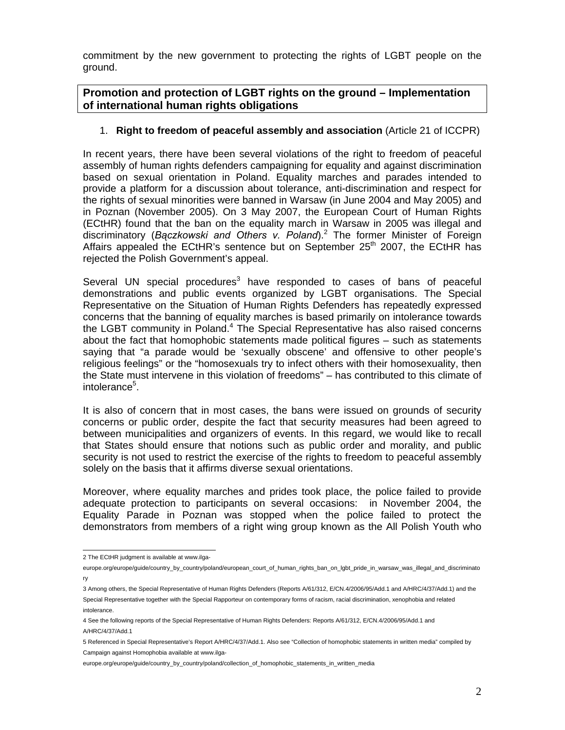commitment by the new government to protecting the rights of LGBT people on the ground.

## Promotion and protection of LGBT rights on the ground – Implementation of international human rights obligations

1. **Right to freedom of peaceful assembly and association** (Article 21 of ICCPR)

In recent years, there have been several violations of the right to freedom of peaceful assembly of human rights defenders campaigning for equality and against discrimination based on sexual orientation in Poland. Equality marches and parades intended to provide a platform for a discussion about tolerance, anti-discrimination and respect for the rights of sexual minorities were banned in Warsaw (in June 2004 and May 2005) and in Poznan (November 2005). On 3 May 2007, the European Court of Human Rights (ECtHR) found that the ban on the equality march in Warsaw in 2005 was illegal and discriminatory (*Bączkowski and Others v. Poland*).[2] The former Minister of Foreign Affairs appealed the ECtHR's sentence but on September 25th 2007, the ECtHR has rejected the Polish Government's appeal.

Several UN special procedures[3] have responded to cases of bans of peaceful demonstrations and public events organized by LGBT organisations. The Special Representative on the Situation of Human Rights Defenders has repeatedly expressed concerns that the banning of equality marches is based primarily on intolerance towards the LGBT community in Poland.[4] The Special Representative has also raised concerns about the fact that homophobic statements made political figures – such as statements saying that "a parade would be 'sexually obscene' and offensive to other people's religious feelings" or the "homosexuals try to infect others with their homosexuality, then the State must intervene in this violation of freedoms" – has contributed to this climate of intolerance[5].

It is also of concern that in most cases, the bans were issued on grounds of security concerns or public order, despite the fact that security measures had been agreed to between municipalities and organizers of events. In this regard, we would like to recall that States should ensure that notions such as public order and morality, and public security is not used to restrict the exercise of the rights to freedom to peaceful assembly solely on the basis that it affirms diverse sexual orientations.

Moreover, where equality marches and prides took place, the police failed to provide adequate protection to participants on several occasions: in November 2004, the Equality Parade in Poznan was stopped when the police failed to protect the demonstrators from members of a right wing group known as the All Polish Youth who

---

2 The ECtHR judgment is available at www.ilga-europe.org/europe/guide/country_by_country/poland/european_court_of_human_rights_ban_on_lgbt_pride_in_warsaw_was_illegal_and_discriminatory

3 Among others, the Special Representative of Human Rights Defenders (Reports A/61/312, E/CN.4/2006/95/Add.1 and A/HRC/4/37/Add.1) and the Special Representative together with the Special Rapporteur on contemporary forms of racism, racial discrimination, xenophobia and related intolerance.

4 See the following reports of the Special Representative of Human Rights Defenders: Reports A/61/312, E/CN.4/2006/95/Add.1 and A/HRC/4/37/Add.1

5 Referenced in Special Representative's Report A/HRC/4/37/Add.1. Also see "Collection of homophobic statements in written media" compiled by Campaign against Homophobia available at www.ilga-europe.org/europe/guide/country_by_country/poland/collection_of_homophobic_statements_in_written_media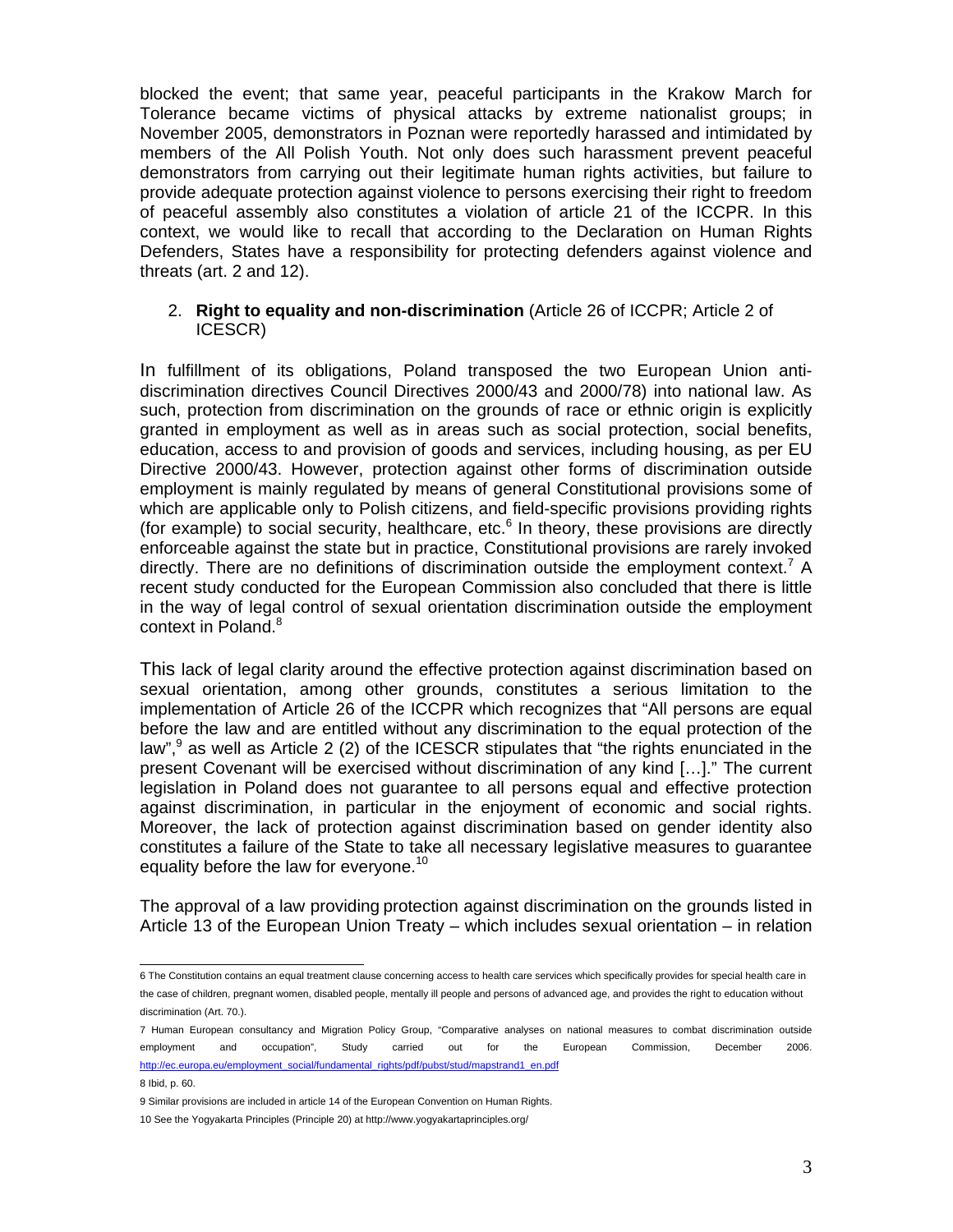blocked the event; that same year, peaceful participants in the Krakow March for Tolerance became victims of physical attacks by extreme nationalist groups; in November 2005, demonstrators in Poznan were reportedly harassed and intimidated by members of the All Polish Youth. Not only does such harassment prevent peaceful demonstrators from carrying out their legitimate human rights activities, but failure to provide adequate protection against violence to persons exercising their right to freedom of peaceful assembly also constitutes a violation of article 21 of the ICCPR. In this context, we would like to recall that according to the Declaration on Human Rights Defenders, States have a responsibility for protecting defenders against violence and threats (art. 2 and 12).

2. **Right to equality and non-discrimination** (Article 26 of ICCPR; Article 2 of ICESCR)

In fulfillment of its obligations, Poland transposed the two European Union anti-discrimination directives Council Directives 2000/43 and 2000/78) into national law. As such, protection from discrimination on the grounds of race or ethnic origin is explicitly granted in employment as well as in areas such as social protection, social benefits, education, access to and provision of goods and services, including housing, as per EU Directive 2000/43. However, protection against other forms of discrimination outside employment is mainly regulated by means of general Constitutional provisions some of which are applicable only to Polish citizens, and field-specific provisions providing rights (for example) to social security, healthcare, etc.[6] In theory, these provisions are directly enforceable against the state but in practice, Constitutional provisions are rarely invoked directly. There are no definitions of discrimination outside the employment context.[7] A recent study conducted for the European Commission also concluded that there is little in the way of legal control of sexual orientation discrimination outside the employment context in Poland.[8]

This lack of legal clarity around the effective protection against discrimination based on sexual orientation, among other grounds, constitutes a serious limitation to the implementation of Article 26 of the ICCPR which recognizes that "All persons are equal before the law and are entitled without any discrimination to the equal protection of the law",[9] as well as Article 2 (2) of the ICESCR stipulates that "the rights enunciated in the present Covenant will be exercised without discrimination of any kind […]." The current legislation in Poland does not guarantee to all persons equal and effective protection against discrimination, in particular in the enjoyment of economic and social rights. Moreover, the lack of protection against discrimination based on gender identity also constitutes a failure of the State to take all necessary legislative measures to guarantee equality before the law for everyone.[10]

The approval of a law providing protection against discrimination on the grounds listed in Article 13 of the European Union Treaty – which includes sexual orientation – in relation

---

6 The Constitution contains an equal treatment clause concerning access to health care services which specifically provides for special health care in the case of children, pregnant women, disabled people, mentally ill people and persons of advanced age, and provides the right to education without discrimination (Art. 70.).

7 Human European consultancy and Migration Policy Group, "Comparative analyses on national measures to combat discrimination outside employment and occupation", Study carried out for the European Commission, December 2006. http://ec.europa.eu/employment_social/fundamental_rights/pdf/pubst/stud/mapstrand1_en.pdf

8 Ibid, p. 60.

9 Similar provisions are included in article 14 of the European Convention on Human Rights.

10 See the Yogyakarta Principles (Principle 20) at http://www.yogyakartaprinciples.org/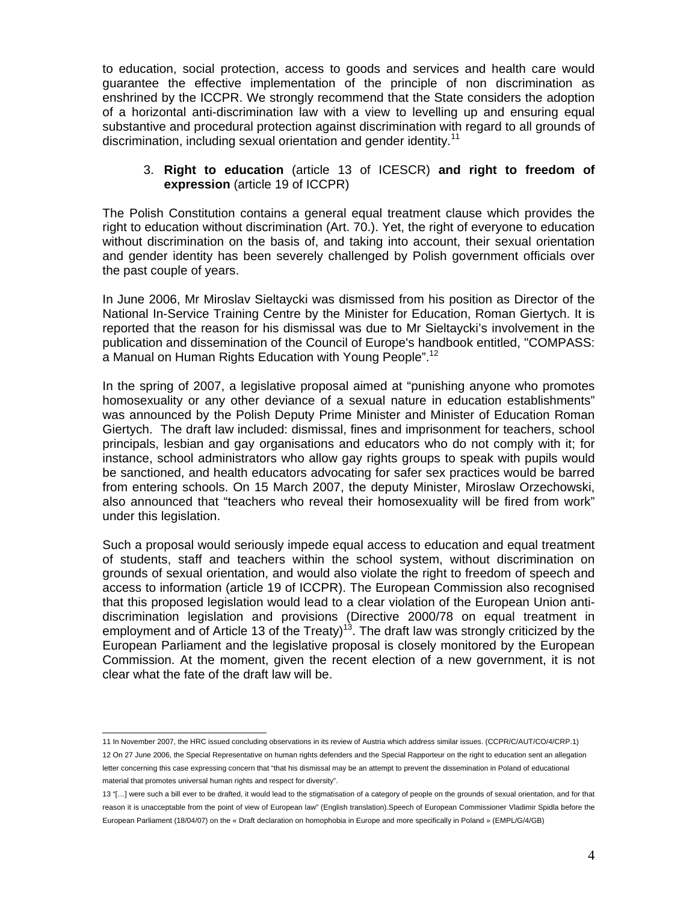to education, social protection, access to goods and services and health care would guarantee the effective implementation of the principle of non discrimination as enshrined by the ICCPR. We strongly recommend that the State considers the adoption of a horizontal anti-discrimination law with a view to levelling up and ensuring equal substantive and procedural protection against discrimination with regard to all grounds of discrimination, including sexual orientation and gender identity.[11]

3. **Right to education** (article 13 of ICESCR) **and right to freedom of expression** (article 19 of ICCPR)

The Polish Constitution contains a general equal treatment clause which provides the right to education without discrimination (Art. 70.). Yet, the right of everyone to education without discrimination on the basis of, and taking into account, their sexual orientation and gender identity has been severely challenged by Polish government officials over the past couple of years.

In June 2006, Mr Miroslav Sieltaycki was dismissed from his position as Director of the National In-Service Training Centre by the Minister for Education, Roman Giertych. It is reported that the reason for his dismissal was due to Mr Sieltaycki's involvement in the publication and dissemination of the Council of Europe's handbook entitled, "COMPASS: a Manual on Human Rights Education with Young People".[12]

In the spring of 2007, a legislative proposal aimed at "punishing anyone who promotes homosexuality or any other deviance of a sexual nature in education establishments" was announced by the Polish Deputy Prime Minister and Minister of Education Roman Giertych. The draft law included: dismissal, fines and imprisonment for teachers, school principals, lesbian and gay organisations and educators who do not comply with it; for instance, school administrators who allow gay rights groups to speak with pupils would be sanctioned, and health educators advocating for safer sex practices would be barred from entering schools. On 15 March 2007, the deputy Minister, Miroslaw Orzechowski, also announced that "teachers who reveal their homosexuality will be fired from work" under this legislation.

Such a proposal would seriously impede equal access to education and equal treatment of students, staff and teachers within the school system, without discrimination on grounds of sexual orientation, and would also violate the right to freedom of speech and access to information (article 19 of ICCPR). The European Commission also recognised that this proposed legislation would lead to a clear violation of the European Union anti-discrimination legislation and provisions (Directive 2000/78 on equal treatment in employment and of Article 13 of the Treaty)[13]. The draft law was strongly criticized by the European Parliament and the legislative proposal is closely monitored by the European Commission. At the moment, given the recent election of a new government, it is not clear what the fate of the draft law will be.

---

11 In November 2007, the HRC issued concluding observations in its review of Austria which address similar issues. (CCPR/C/AUT/CO/4/CRP.1)

12 On 27 June 2006, the Special Representative on human rights defenders and the Special Rapporteur on the right to education sent an allegation letter concerning this case expressing concern that "that his dismissal may be an attempt to prevent the dissemination in Poland of educational material that promotes universal human rights and respect for diversity".

13 "[…] were such a bill ever to be drafted, it would lead to the stigmatisation of a category of people on the grounds of sexual orientation, and for that reason it is unacceptable from the point of view of European law" (English translation).Speech of European Commissioner Vladimir Spidla before the European Parliament (18/04/07) on the « Draft declaration on homophobia in Europe and more specifically in Poland » (EMPL/G/4/GB)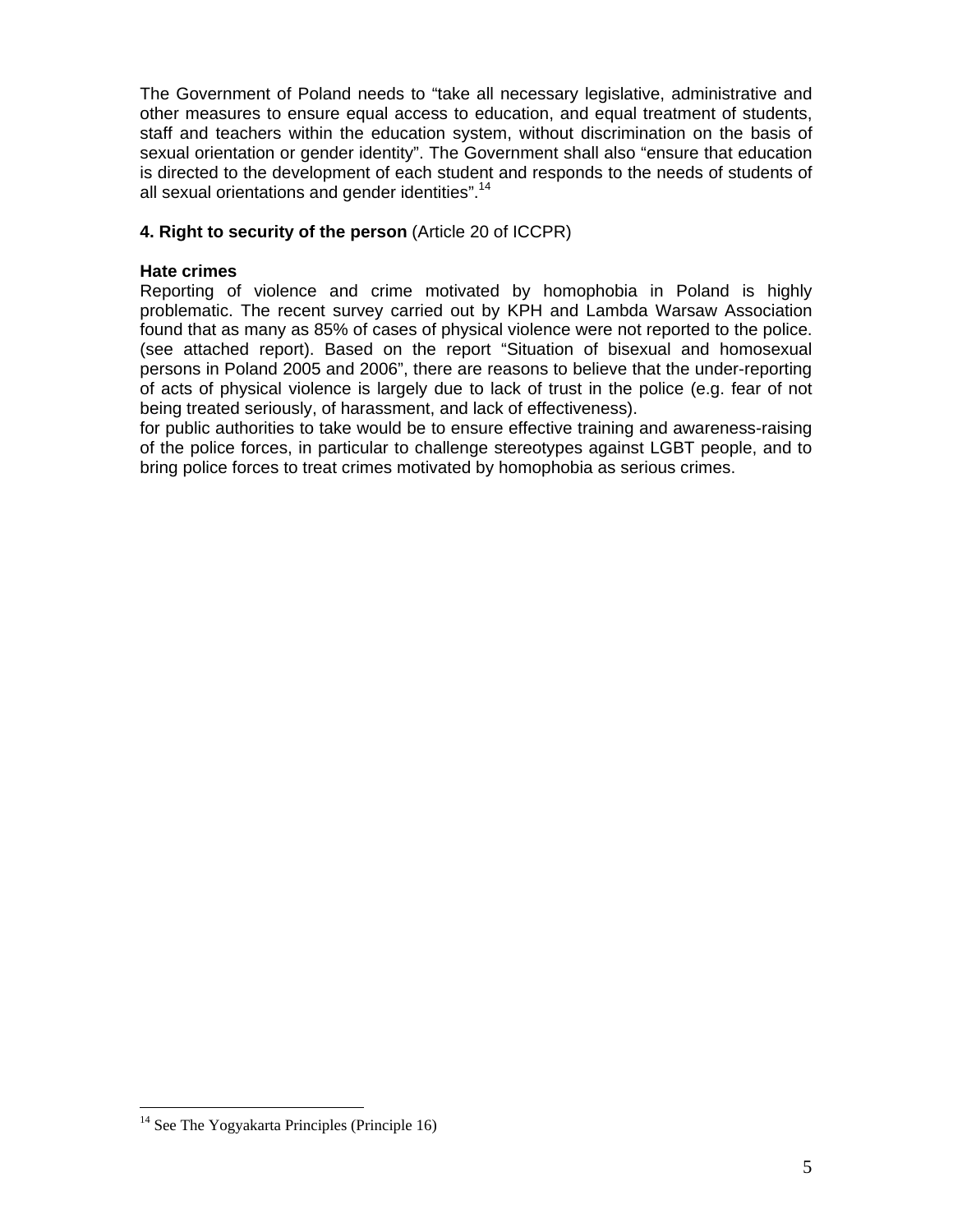The Government of Poland needs to “take all necessary legislative, administrative and other measures to ensure equal access to education, and equal treatment of students, staff and teachers within the education system, without discrimination on the basis of sexual orientation or gender identity”. The Government shall also “ensure that education is directed to the development of each student and responds to the needs of students of all sexual orientations and gender identities”.[14]

**4. Right to security of the person** (Article 20 of ICCPR)

**Hate crimes**

Reporting of violence and crime motivated by homophobia in Poland is highly problematic. The recent survey carried out by KPH and Lambda Warsaw Association found that as many as 85% of cases of physical violence were not reported to the police. (see attached report). Based on the report “Situation of bisexual and homosexual persons in Poland 2005 and 2006”, there are reasons to believe that the under-reporting of acts of physical violence is largely due to lack of trust in the police (e.g. fear of not being treated seriously, of harassment, and lack of effectiveness).
for public authorities to take would be to ensure effective training and awareness-raising of the police forces, in particular to challenge stereotypes against LGBT people, and to bring police forces to treat crimes motivated by homophobia as serious crimes.

---

[14] See The Yogyakarta Principles (Principle 16)